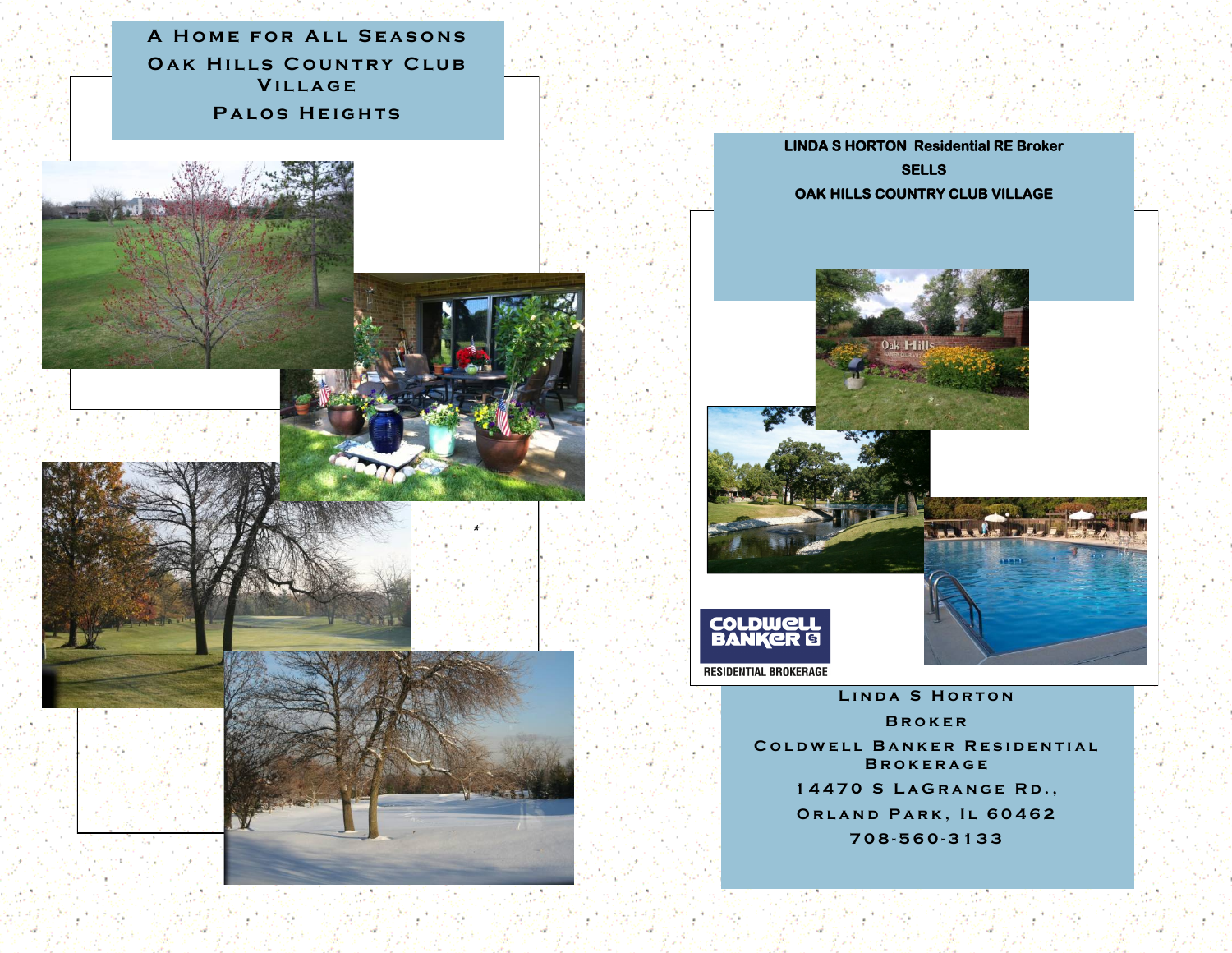# A Home for All Seasons

## Oak Hills Country Club Village

## Palos Heights

*

**LINDA S HORTON Residential RE Broker**

**SELLS**

**OAK HILLS COUNTRY CLUB VILLAGE**

COLDWELL BANKER

RESIDENTIAL BROKERAGE

Linda S Horton

Broker

Coldwell Banker Residential Brokerage

14470 S LaGrange Rd.,

Orland Park, IL 60462

708-560-3133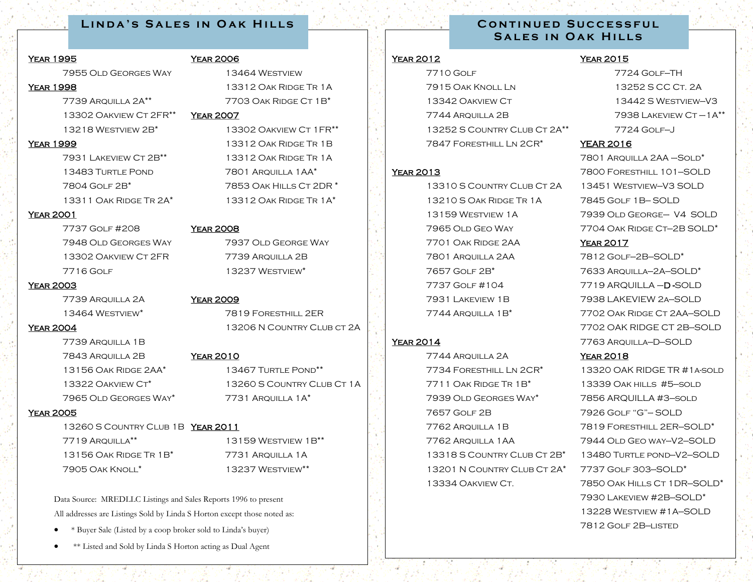# Linda's Sales in Oak Hills

**Year 1995**

7955 Old Georges Way

**Year 1998**

7739 Arquilla 2A**

13302 Oakview Ct 2FR**

13218 Westview 2B*

**Year 1999**

7931 Lakeview Ct 2B**

13483 Turtle Pond

7804 Golf 2B*

13311 Oak Ridge Tr 2A*

**Year 2001**

7737 Golf #208

7948 Old Georges Way

13302 Oakview Ct 2FR

7716 Golf

**Year 2003**

7739 Arquilla 2A

13464 Westview*

**Year 2004**

7739 Arquilla 1B

7843 Arquilla 2B

13156 Oak Ridge 2AA*

13322 Oakview Ct*

7965 Old Georges Way*

**Year 2005**

13260 S Country Club 1B

7719 Arquilla**

13156 Oak Ridge Tr 1B*

7905 Oak Knoll*

**Year 2006**

13464 Westview

13312 Oak Ridge Tr 1A

7703 Oak Ridge Ct 1B*

**Year 2007**

13302 Oakview Ct 1FR**

13312 Oak Ridge Tr 1B

13312 Oak Ridge Tr 1A

7801 Arquilla 1AA*

7853 Oak Hills Ct 2DR *

13312 Oak Ridge Tr 1A*

**Year 2008**

7937 Old George Way

7739 Arquilla 2B

13237 Westview*

**Year 2009**

7819 Foresthill 2ER

13206 N Country Club ct 2A

**Year 2010**

13467 Turtle Pond**

13260 S Country Club Ct 1A

7731 Arquilla 1A*

**Year 2011**

13159 Westview 1B**

7731 Arquilla 1A

13237 Westview**

Data Source: MREDLLC Listings and Sales Reports 1996 to present

All addresses are Listings Sold by Linda S Horton except those noted as:

- * Buyer Sale (Listed by a coop broker sold to Linda's buyer)
- ** Listed and Sold by Linda S Horton acting as Dual Agent

# Continued Successful Sales in Oak Hills

**Year 2012**

7710 Golf

7915 Oak Knoll Ln

13342 Oakview Ct

7744 Arquilla 2B

13252 S Country Club Ct 2A**

7847 Foresthill Ln 2CR*

**Year 2013**

13310 S Country Club Ct 2A

13210 S Oak Ridge Tr 1A

13159 Westview 1A

7965 Old Geo Way

7701 Oak Ridge 2AA

7801 Arquilla 2AA

7657 Golf 2B*

7737 Golf #104

7931 Lakeview 1B

7744 Arquilla 1B*

**Year 2014**

7744 Arquilla 2A

7734 Foresthill Ln 2CR*

7711 Oak Ridge Tr 1B*

7939 Old Georges Way*

7657 Golf 2B

7762 Arquilla 1B

7762 Arquilla 1AA

13318 S Country Club Ct 2B*

13201 N Country Club Ct 2A*

13334 Oakview Ct.

**Year 2015**

7724 Golf–TH

13252 S CC Ct. 2A

13442 S Westview–V3

7938 Lakeview Ct – 1A**

7724 Golf–J

**Year 2016**

7801 Arquilla 2AA –Sold*

7800 Foresthill 101–Sold

13451 Westview–V3 Sold

7845 Golf 1B– Sold

7939 Old George– V4 Sold

7704 Oak Ridge Ct–2B Sold*

**Year 2017**

7812 Golf–2B–Sold*

7633 Arquilla–2A–Sold*

7719 Arquilla –D -Sold

7938 Lakeview 2A–Sold

7702 Oak Ridge Ct 2AA–Sold

7702 Oak Ridge Ct 2B–Sold

7763 Arquilla–D–Sold

**Year 2018**

13320 Oak Ridge Tr #1A-sold

13339 Oak Hills #5–sold

7856 Arquilla #3–sold

7926 Golf "G"– Sold

7819 Foresthill 2ER–Sold*

7944 Old Geo way–V2–Sold

13480 Turtle Pond–V2–Sold

7737 Golf 303–Sold*

7850 Oak Hills Ct 1DR–Sold*

7930 Lakeview #2B–Sold*

13228 Westview #1A–Sold

7812 Golf 2B–listed